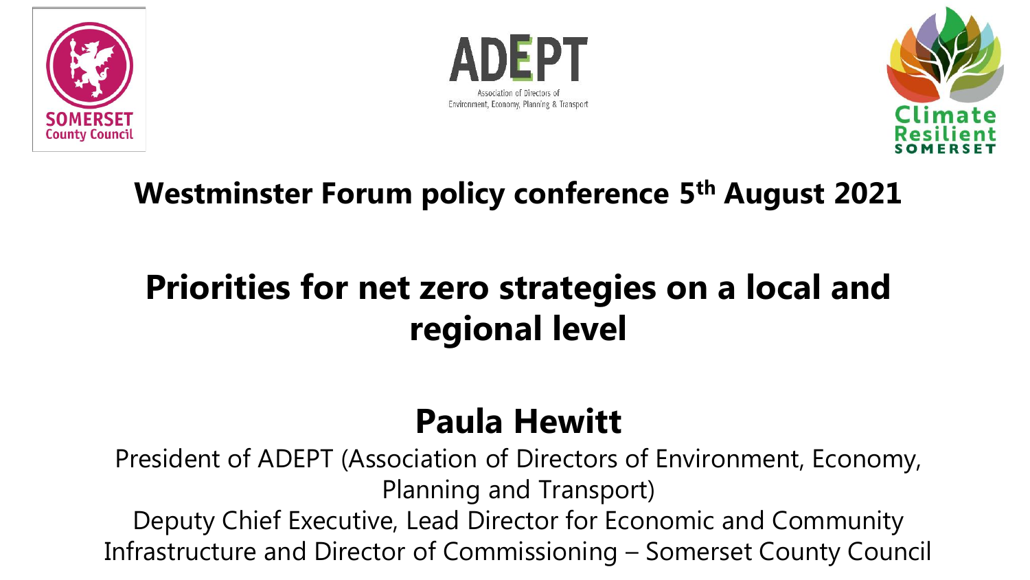Westminster Forum policy conference 5th August 2021

# Priorities for net zero strategies on a local and regional level

## Paula Hewitt

President of ADEPT (Association of Directors of Environment, Economy, Planning and Transport)

Deputy Chief Executive, Lead Director for Economic and Community Infrastructure and Director of Commissioning – Somerset County Council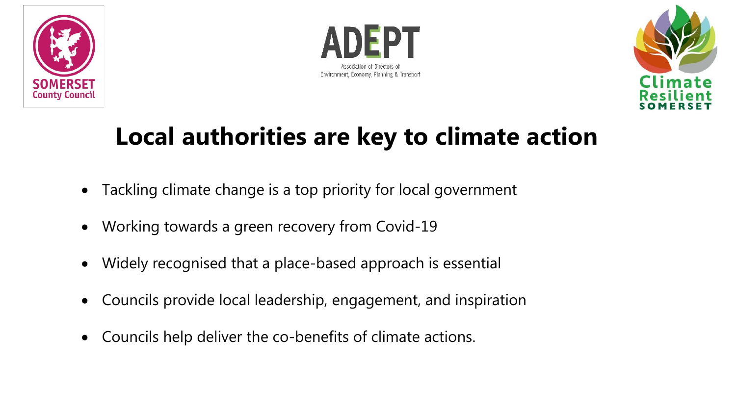# Local authorities are key to climate action

- Tackling climate change is a top priority for local government
- Working towards a green recovery from Covid-19
- Widely recognised that a place-based approach is essential
- Councils provide local leadership, engagement, and inspiration
- Councils help deliver the co-benefits of climate actions.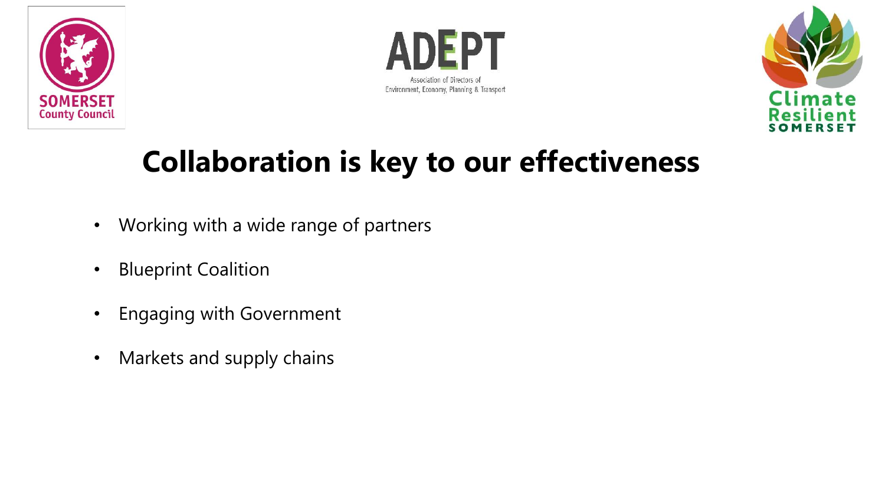# Collaboration is key to our effectiveness

- Working with a wide range of partners
- Blueprint Coalition
- Engaging with Government
- Markets and supply chains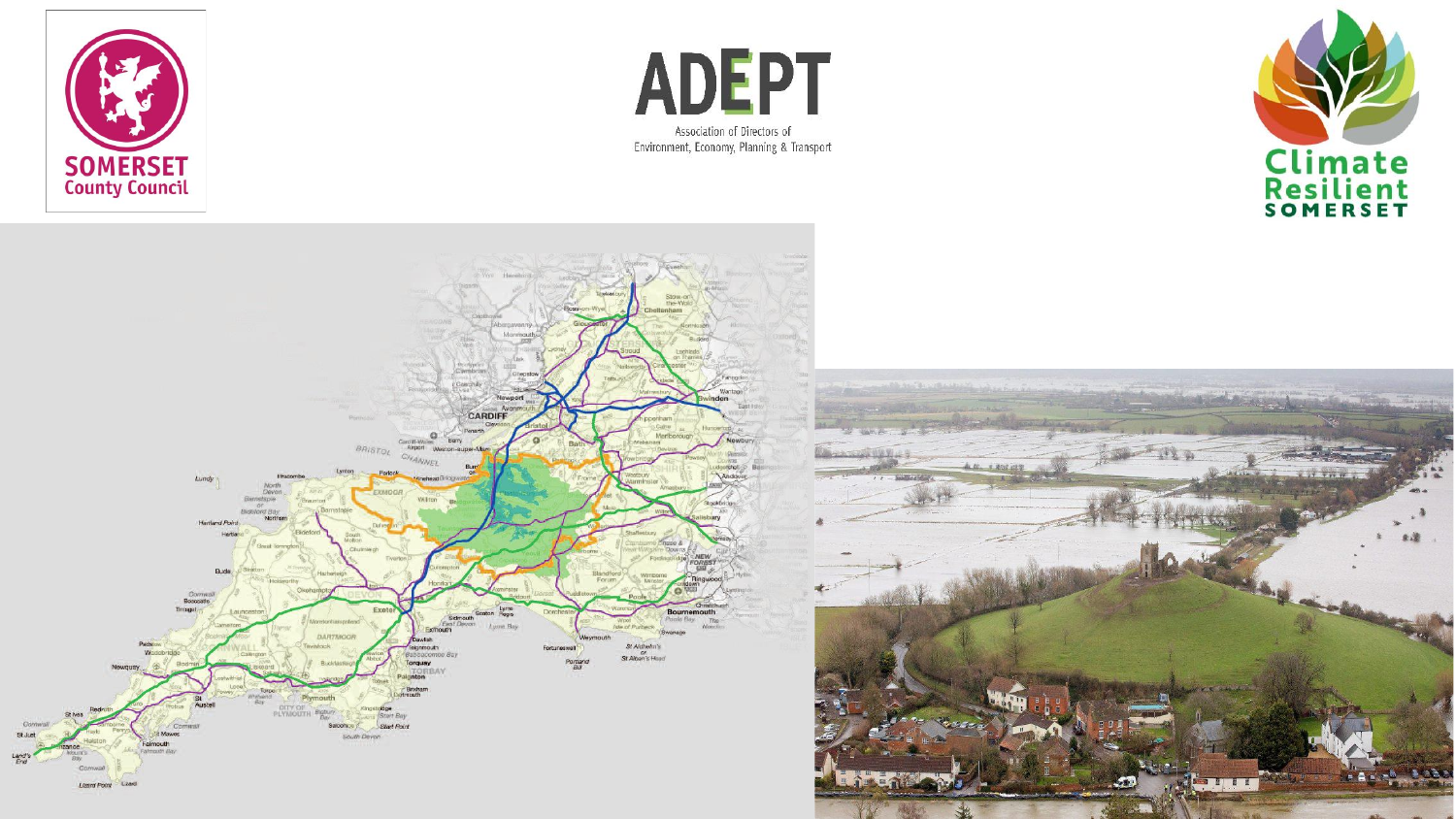SOMERSET County Council

ADEPT

Association of Directors of Environment, Economy, Planning & Transport

Climate Resilient SOMERSET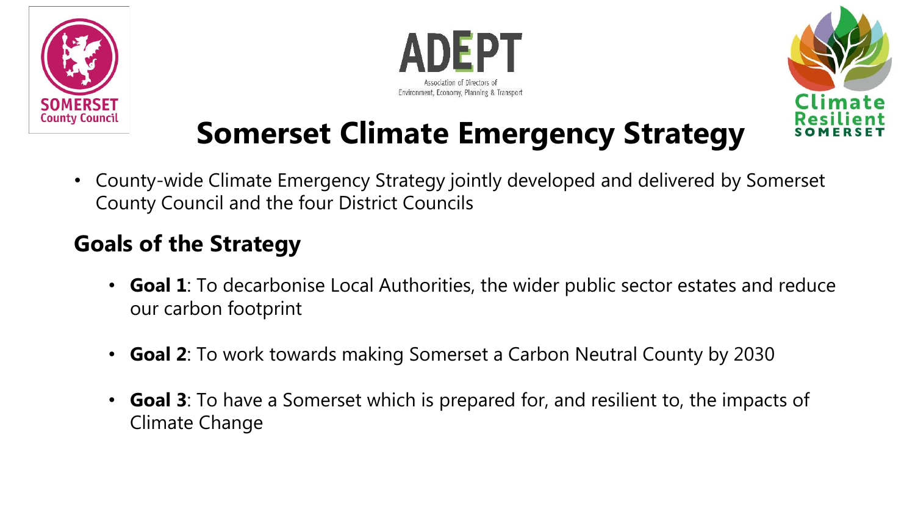# Somerset Climate Emergency Strategy

- County-wide Climate Emergency Strategy jointly developed and delivered by Somerset County Council and the four District Councils

## Goals of the Strategy

- **Goal 1**: To decarbonise Local Authorities, the wider public sector estates and reduce our carbon footprint
- **Goal 2**: To work towards making Somerset a Carbon Neutral County by 2030
- **Goal 3**: To have a Somerset which is prepared for, and resilient to, the impacts of Climate Change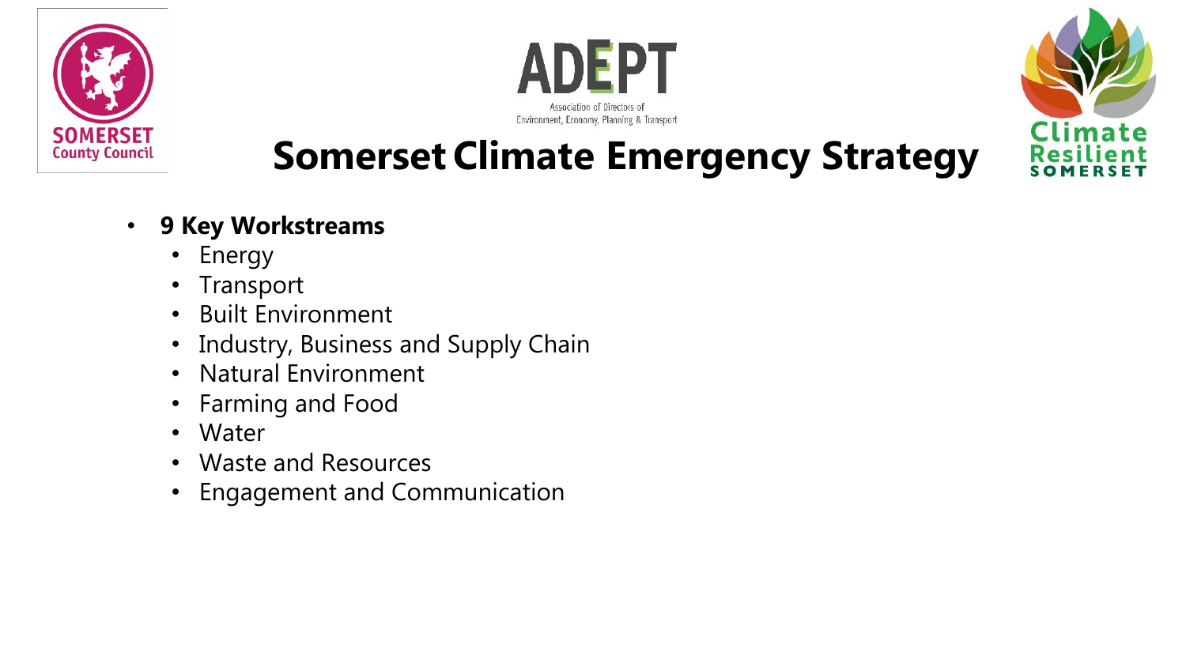# Somerset Climate Emergency Strategy

- **9 Key Workstreams**
  - Energy
  - Transport
  - Built Environment
  - Industry, Business and Supply Chain
  - Natural Environment
  - Farming and Food
  - Water
  - Waste and Resources
  - Engagement and Communication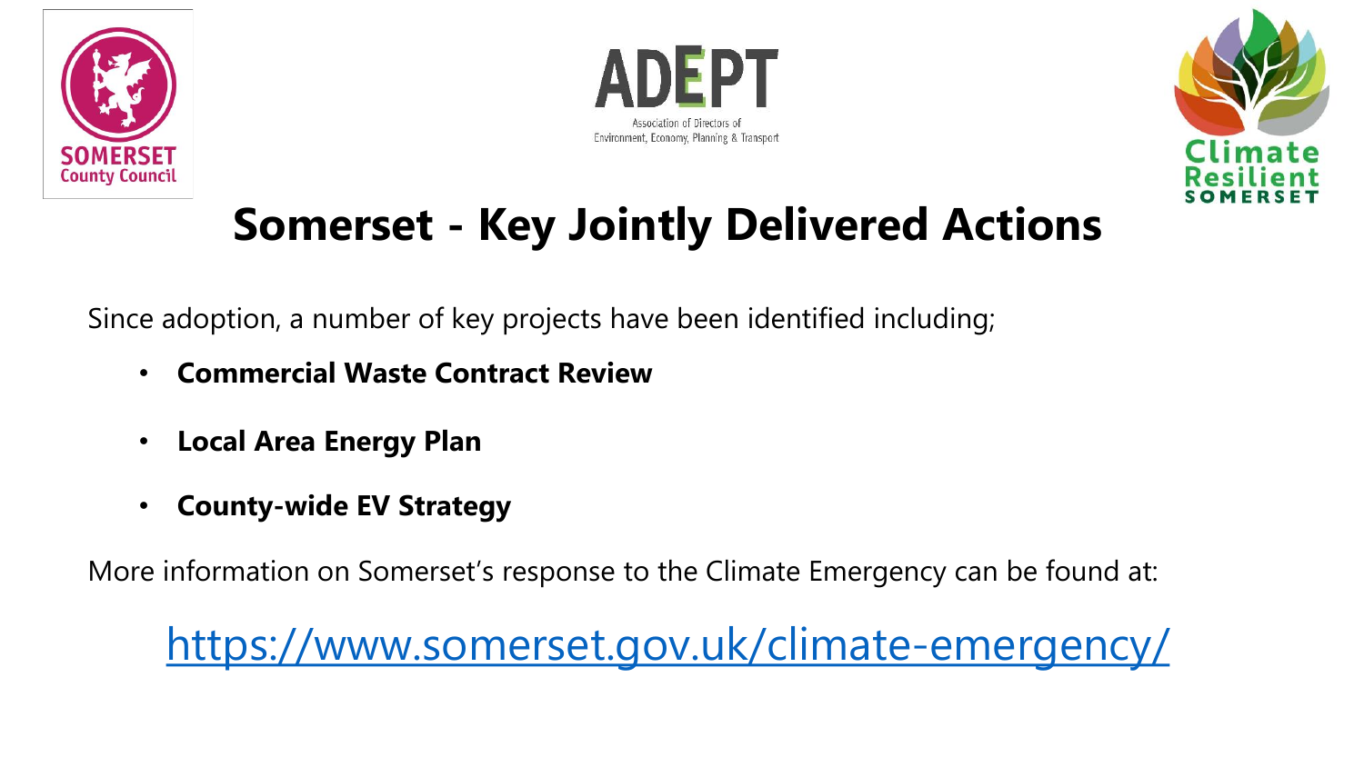# Somerset - Key Jointly Delivered Actions

Since adoption, a number of key projects have been identified including;

- **Commercial Waste Contract Review**
- **Local Area Energy Plan**
- **County-wide EV Strategy**

More information on Somerset's response to the Climate Emergency can be found at:

https://www.somerset.gov.uk/climate-emergency/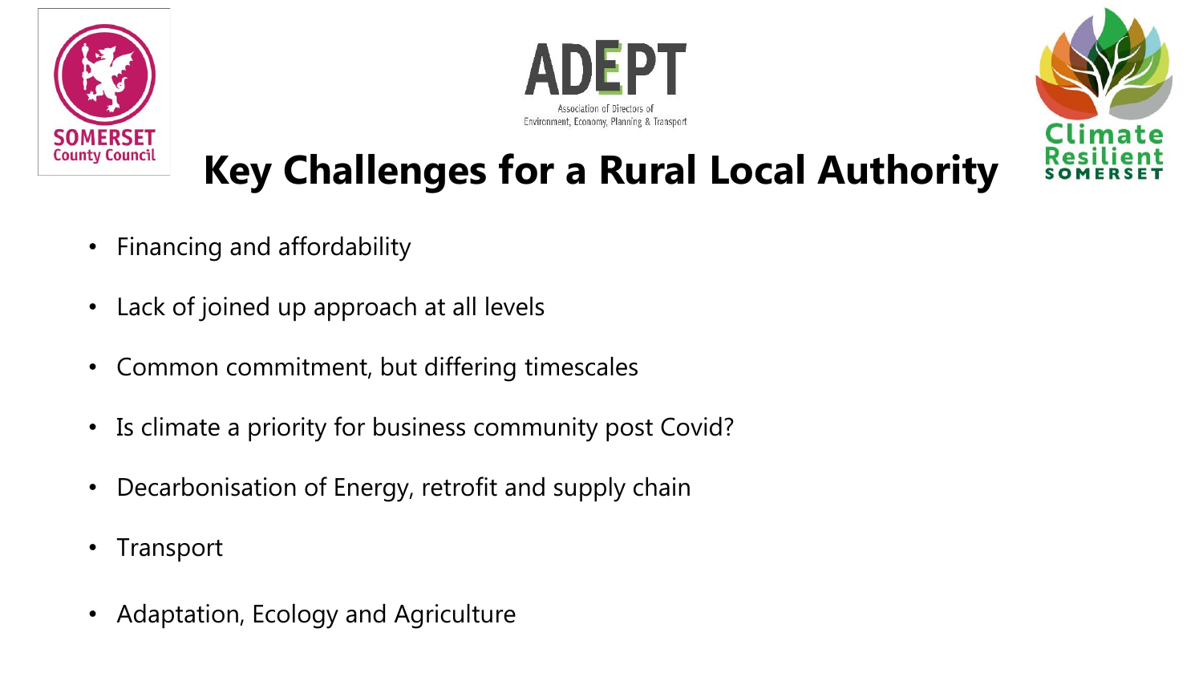# Key Challenges for a Rural Local Authority

- Financing and affordability
- Lack of joined up approach at all levels
- Common commitment, but differing timescales
- Is climate a priority for business community post Covid?
- Decarbonisation of Energy, retrofit and supply chain
- Transport
- Adaptation, Ecology and Agriculture